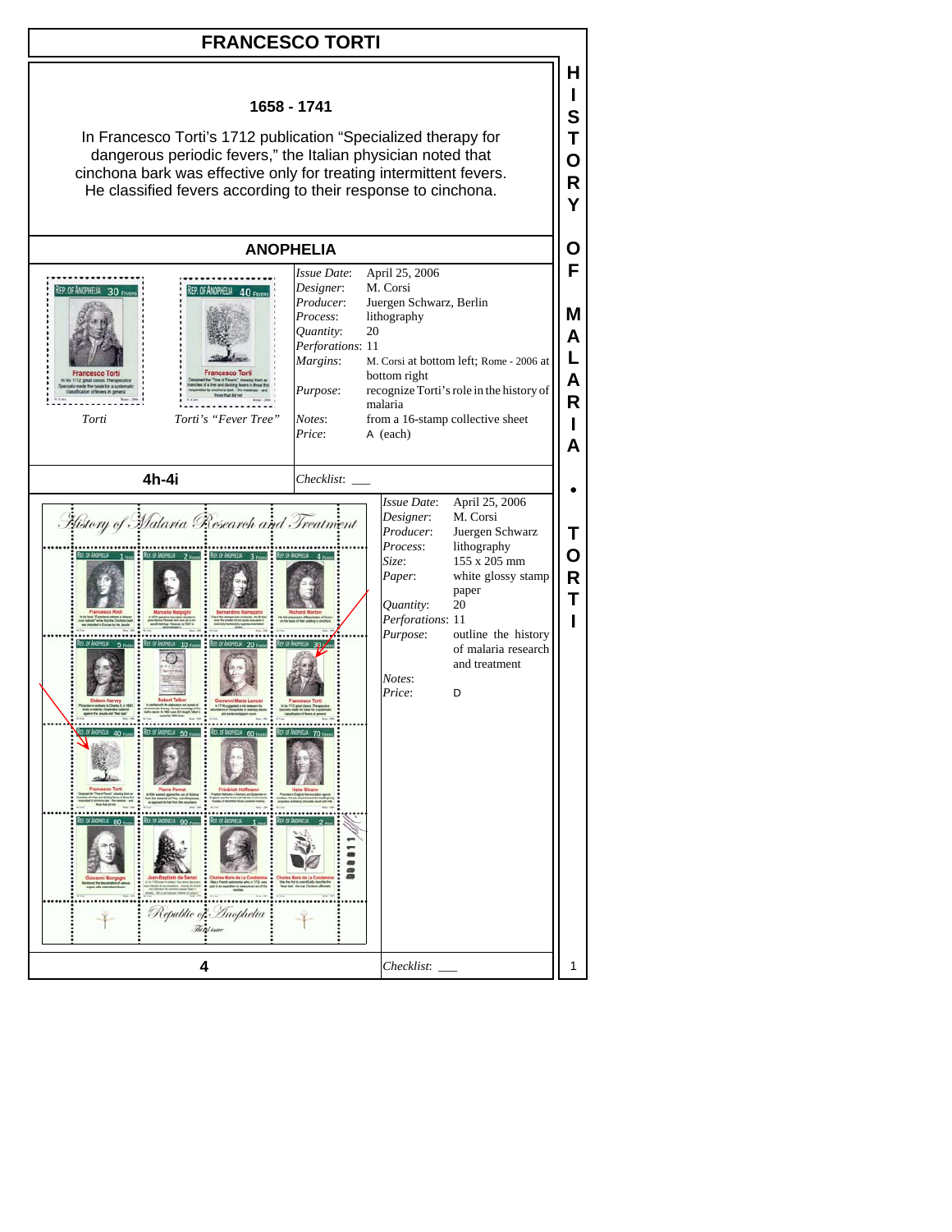# FRANCESCO TORTI

**1658 - 1741**

In Francesco Torti's 1712 publication "Specialized therapy for dangerous periodic fevers," the Italian physician noted that cinchona bark was effective only for treating intermittent fevers. He classified fevers according to their response to cinchona.

## ANOPHELIA

Torti — Torti's "Fever Tree"

| | |
|---|---|
| *Issue Date*: | April 25, 2006 |
| *Designer*: | M. Corsi |
| *Producer*: | Juergen Schwarz, Berlin |
| *Process*: | lithography |
| *Quantity*: | 20 |
| *Perforations*: | 11 |
| *Margins*: | M. Corsi at bottom left; Rome - 2006 at bottom right |
| *Purpose*: | recognize Torti's role in the history of malaria |
| *Notes*: | from a 16-stamp collective sheet |
| *Price*: | A (each) |

**4h-4i** — *Checklist*: ___

| | |
|---|---|
| *Issue Date*: | April 25, 2006 |
| *Designer*: | M. Corsi |
| *Producer*: | Juergen Schwarz |
| *Process*: | lithography |
| *Size*: | 155 x 205 mm |
| *Paper*: | white glossy stamp paper |
| *Quantity*: | 20 |
| *Perforations*: | 11 |
| *Purpose*: | outline the history of malaria research and treatment |
| *Notes*: | |
| *Price*: | D |

**4** — *Checklist*: ___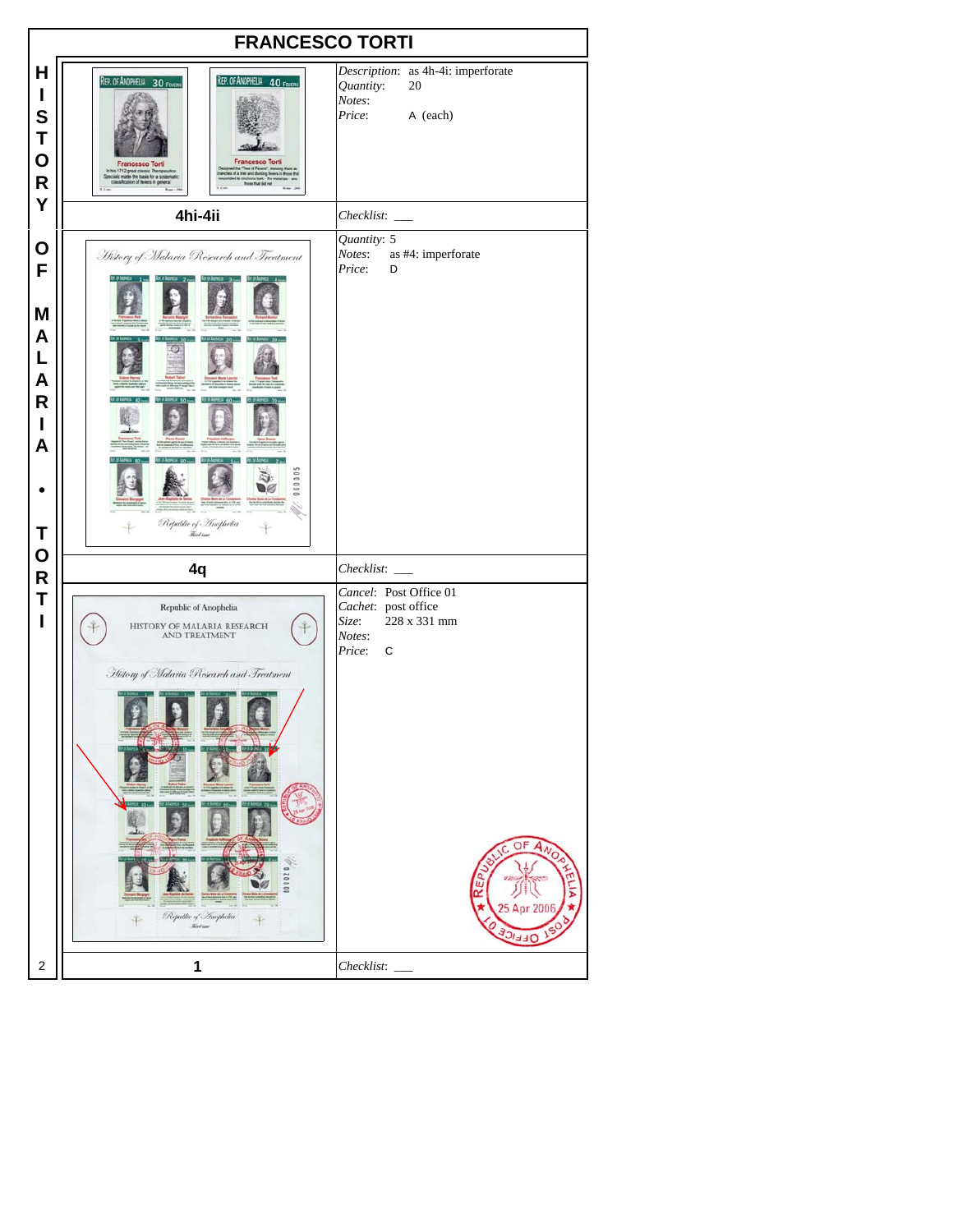# FRANCESCO TORTI

HISTORY OF MALARIA • TORTI

| Item | Details |
|---|---|
| **4hi-4ii** | *Description*: as 4h-4i: imperforate<br>*Quantity*: 20<br>*Notes*:<br>*Price*: A (each)<br><br>*Checklist*: ___ |
| **4q** | *Quantity*: 5<br>*Notes*: as #4: imperforate<br>*Price*: D<br><br>*Checklist*: ___ |
| **1** | *Cancel*: Post Office 01<br>*Cachet*: post office<br>*Size*: 228 x 331 mm<br>*Notes*:<br>*Price*: C<br><br>*Checklist*: ___ |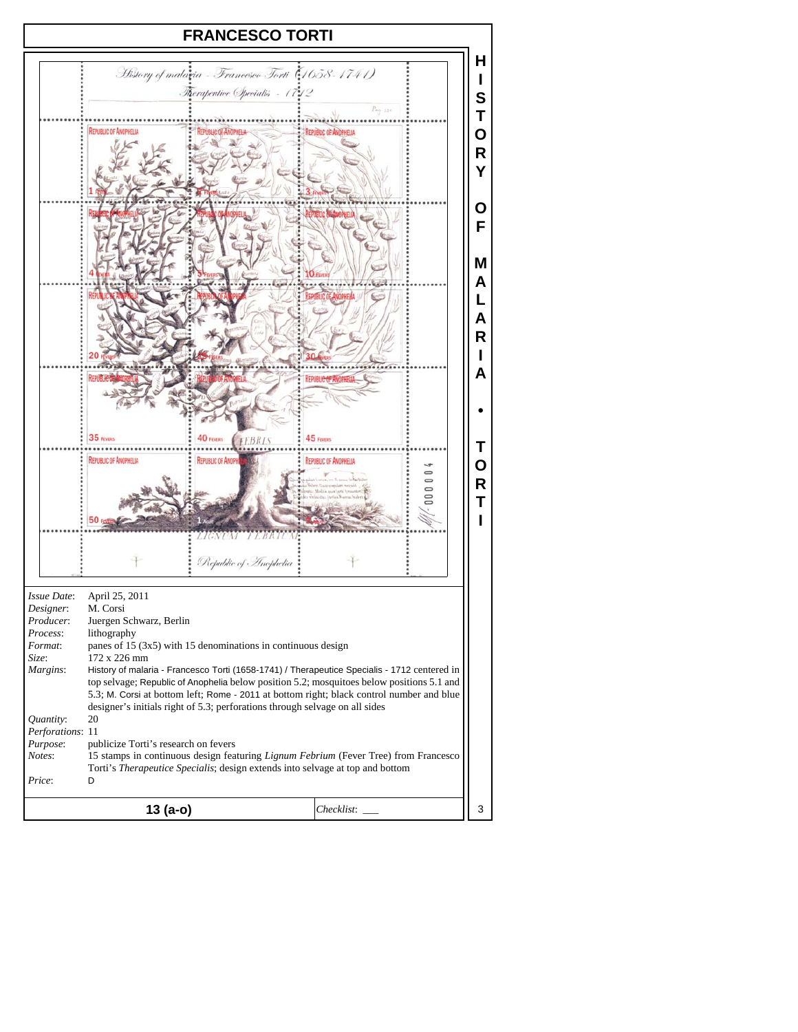# FRANCESCO TORTI

*Issue Date*: April 25, 2011
*Designer*: M. Corsi
*Producer*: Juergen Schwarz, Berlin
*Process*: lithography
*Format*: panes of 15 (3x5) with 15 denominations in continuous design
*Size*: 172 x 226 mm
*Margins*: History of malaria - Francesco Torti (1658-1741) / Therapeutice Specialis - 1712 centered in top selvage; Republic of Anophelia below position 5.2; mosquitoes below positions 5.1 and 5.3; M. Corsi at bottom left; Rome - 2011 at bottom right; black control number and blue designer's initials right of 5.3; perforations through selvage on all sides
*Quantity*: 20
*Perforations*: 11
*Purpose*: publicize Torti's research on fevers
*Notes*: 15 stamps in continuous design featuring *Lignum Febrium* (Fever Tree) from Francesco Torti's *Therapeutice Specialis*; design extends into selvage at top and bottom
*Price*: D

**13 (a-o)** *Checklist*: ___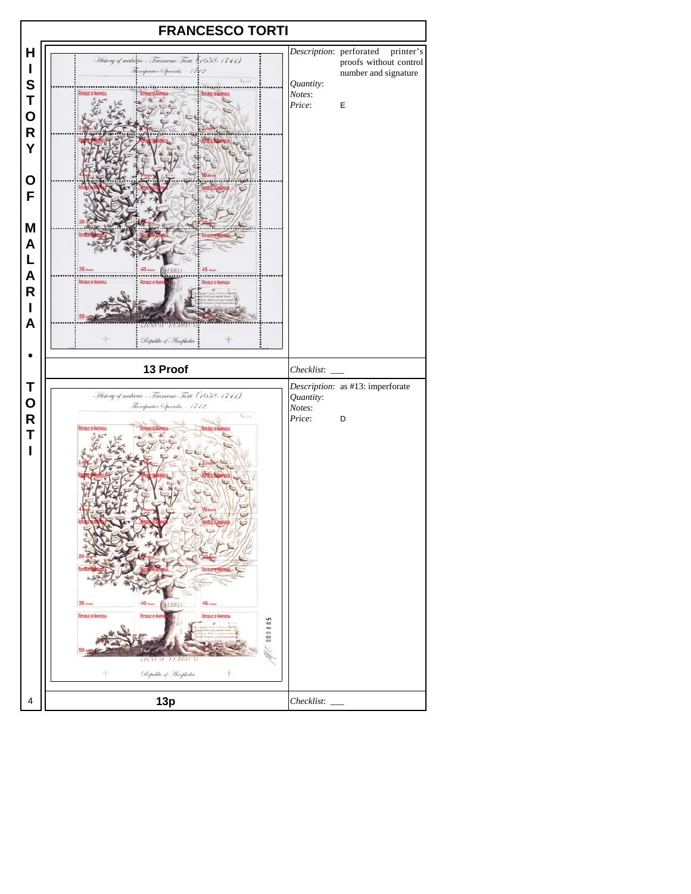# FRANCESCO TORTI

**13 Proof**

*Description*: perforated printer's proofs without control number and signature

*Quantity*:

*Notes*:

*Price*: E

*Checklist*: ___

**13p**

*Description*: as #13: imperforate

*Quantity*:

*Notes*:

*Price*: D

*Checklist*: ___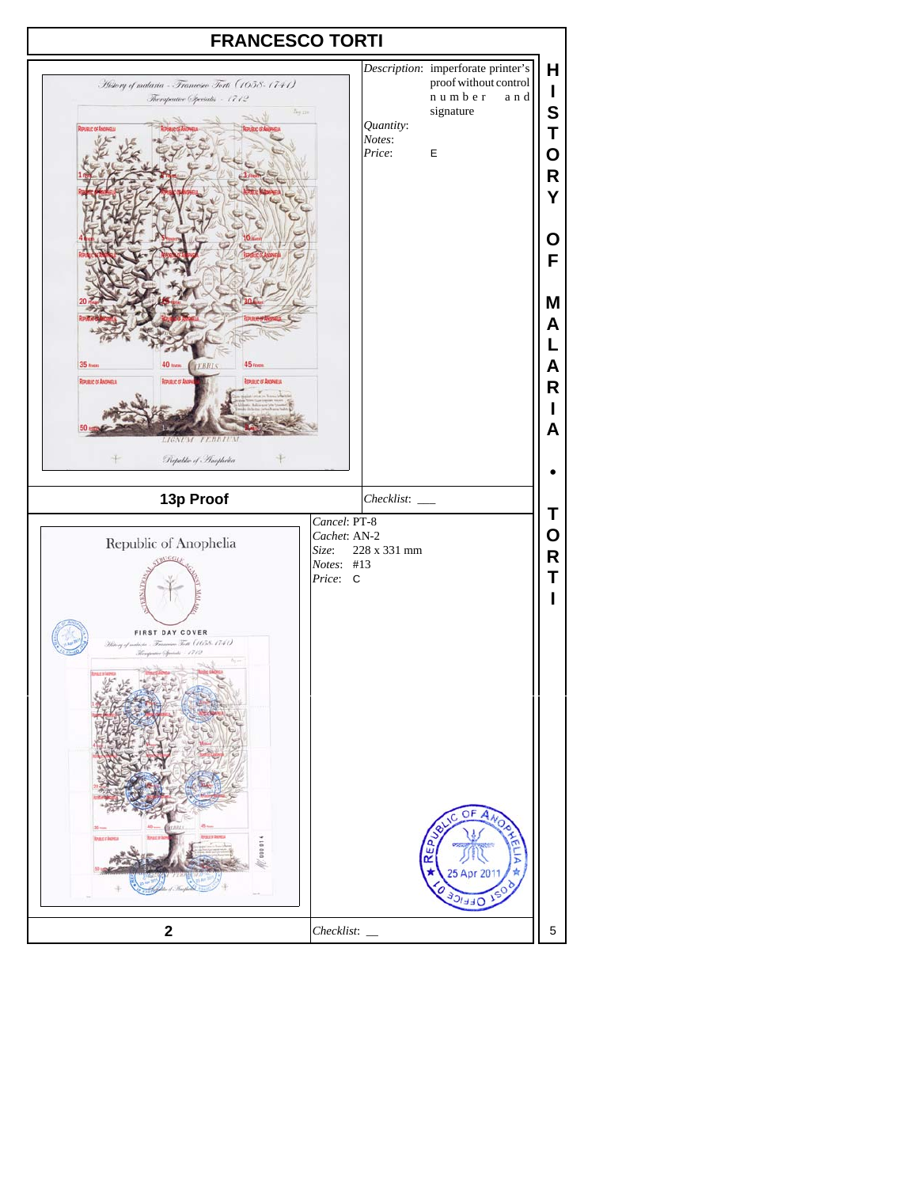# FRANCESCO TORTI

## 13p Proof

*Description*: imperforate printer's proof without control number and signature

*Quantity*:

*Notes*:

*Price*: E

*Checklist*: ___

## 2

*Cancel*: PT-8

*Cachet*: AN-2

*Size*: 228 x 331 mm

*Notes*: #13

*Price*: C

*Checklist*: __

HISTORY OF MALARIA • TORTI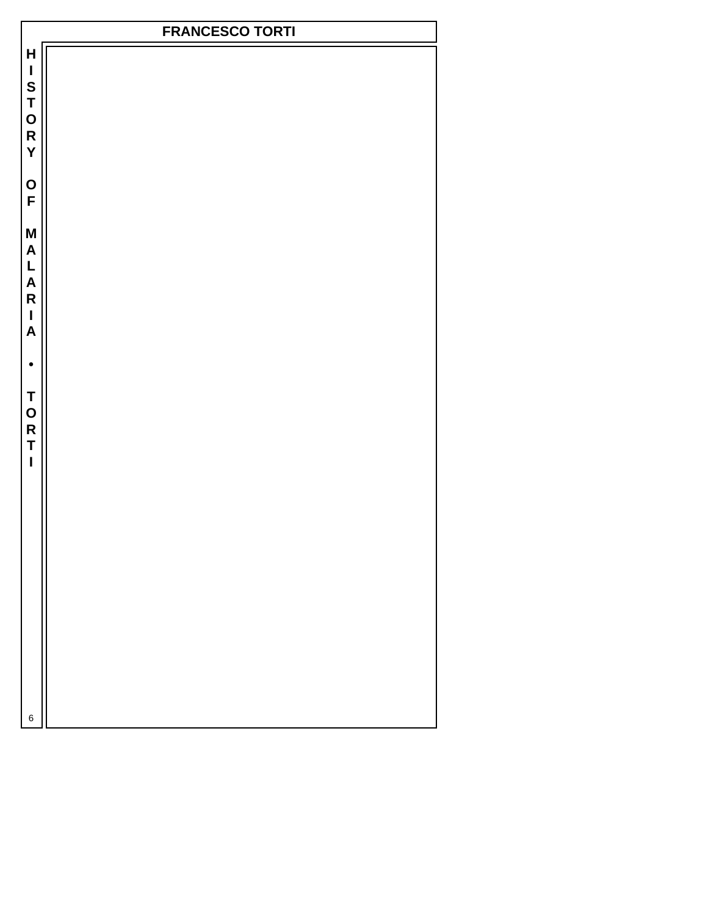# FRANCESCO TORTI